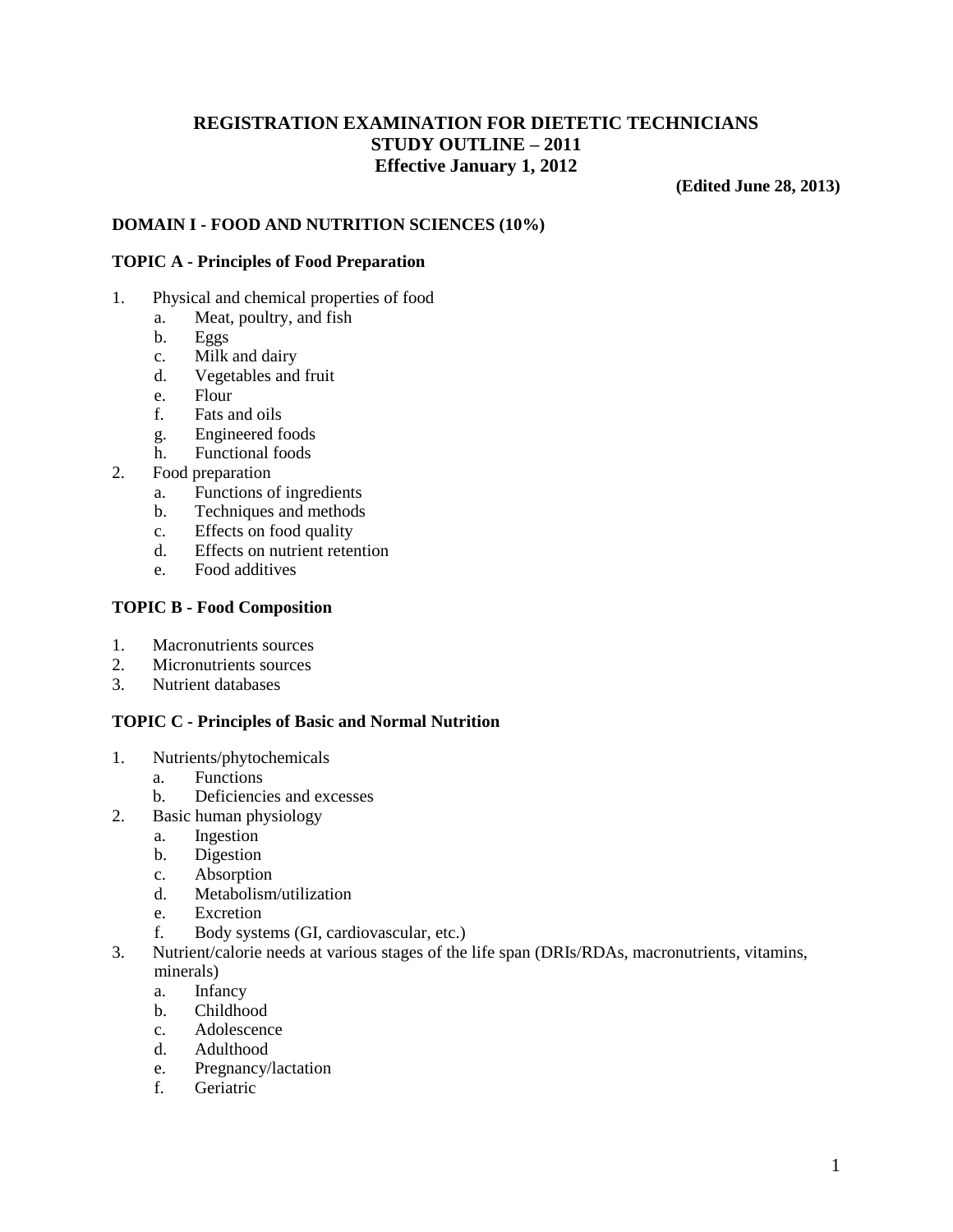# REGISTRATION EXAMINATION FOR DIETETIC TECHNICIANS
## STUDY OUTLINE – 2011
### Effective January 1, 2012

**(Edited June 28, 2013)**

## DOMAIN I - FOOD AND NUTRITION SCIENCES (10%)

### TOPIC A - Principles of Food Preparation

1. Physical and chemical properties of food
   a. Meat, poultry, and fish
   b. Eggs
   c. Milk and dairy
   d. Vegetables and fruit
   e. Flour
   f. Fats and oils
   g. Engineered foods
   h. Functional foods
2. Food preparation
   a. Functions of ingredients
   b. Techniques and methods
   c. Effects on food quality
   d. Effects on nutrient retention
   e. Food additives

### TOPIC B - Food Composition

1. Macronutrients sources
2. Micronutrients sources
3. Nutrient databases

### TOPIC C - Principles of Basic and Normal Nutrition

1. Nutrients/phytochemicals
   a. Functions
   b. Deficiencies and excesses
2. Basic human physiology
   a. Ingestion
   b. Digestion
   c. Absorption
   d. Metabolism/utilization
   e. Excretion
   f. Body systems (GI, cardiovascular, etc.)
3. Nutrient/calorie needs at various stages of the life span (DRIs/RDAs, macronutrients, vitamins, minerals)
   a. Infancy
   b. Childhood
   c. Adolescence
   d. Adulthood
   e. Pregnancy/lactation
   f. Geriatric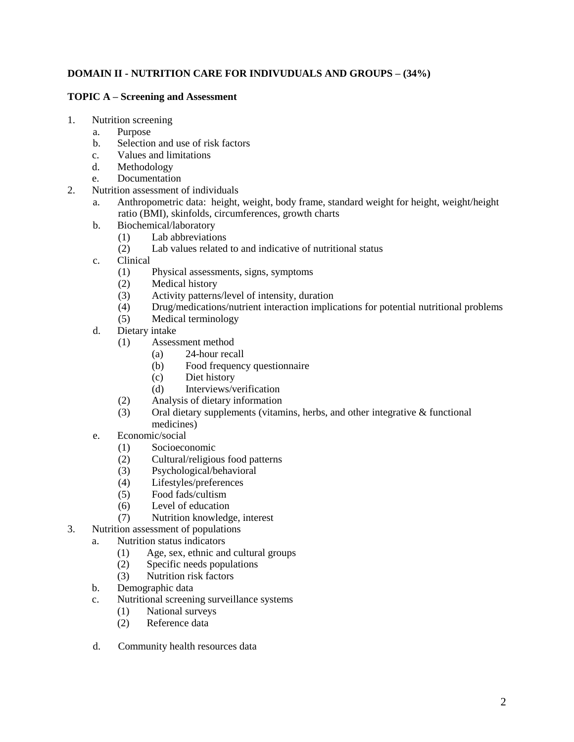**DOMAIN II - NUTRITION CARE FOR INDIVUDUALS AND GROUPS – (34%)**

**TOPIC A – Screening and Assessment**

1. Nutrition screening
   a. Purpose
   b. Selection and use of risk factors
   c. Values and limitations
   d. Methodology
   e. Documentation
2. Nutrition assessment of individuals
   a. Anthropometric data: height, weight, body frame, standard weight for height, weight/height ratio (BMI), skinfolds, circumferences, growth charts
   b. Biochemical/laboratory
      (1) Lab abbreviations
      (2) Lab values related to and indicative of nutritional status
   c. Clinical
      (1) Physical assessments, signs, symptoms
      (2) Medical history
      (3) Activity patterns/level of intensity, duration
      (4) Drug/medications/nutrient interaction implications for potential nutritional problems
      (5) Medical terminology
   d. Dietary intake
      (1) Assessment method
         (a) 24-hour recall
         (b) Food frequency questionnaire
         (c) Diet history
         (d) Interviews/verification
      (2) Analysis of dietary information
      (3) Oral dietary supplements (vitamins, herbs, and other integrative & functional medicines)
   e. Economic/social
      (1) Socioeconomic
      (2) Cultural/religious food patterns
      (3) Psychological/behavioral
      (4) Lifestyles/preferences
      (5) Food fads/cultism
      (6) Level of education
      (7) Nutrition knowledge, interest
3. Nutrition assessment of populations
   a. Nutrition status indicators
      (1) Age, sex, ethnic and cultural groups
      (2) Specific needs populations
      (3) Nutrition risk factors
   b. Demographic data
   c. Nutritional screening surveillance systems
      (1) National surveys
      (2) Reference data
   d. Community health resources data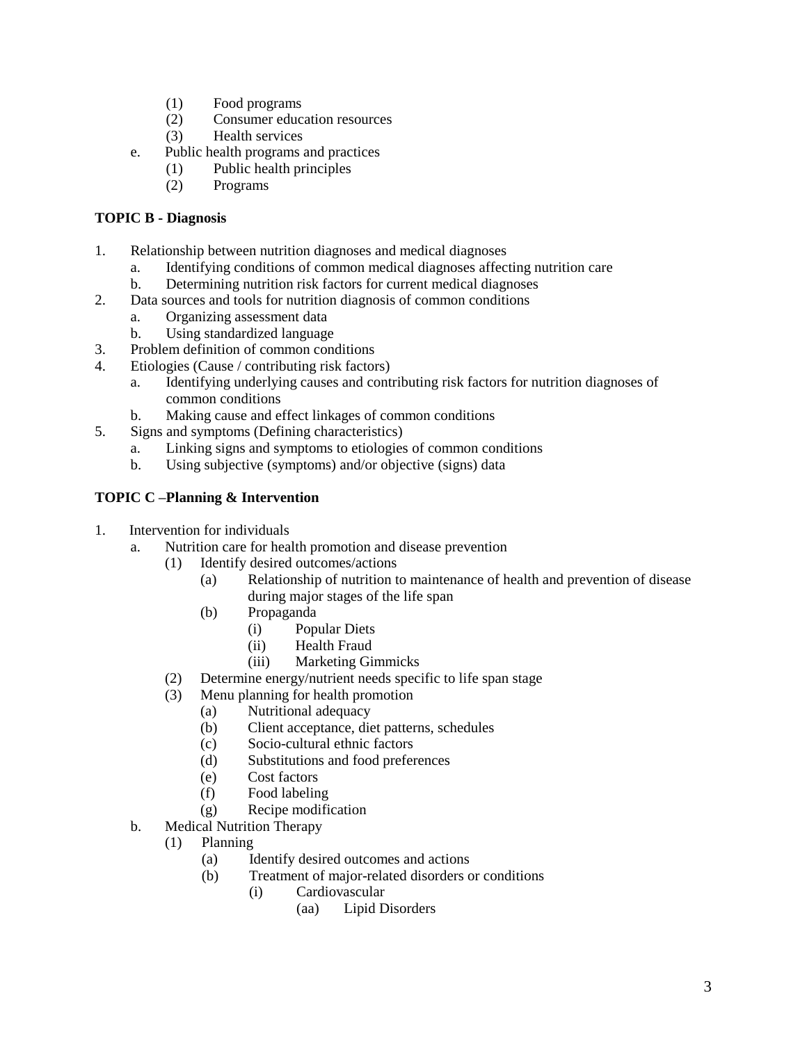- (1) Food programs
- (2) Consumer education resources
- (3) Health services

e. Public health programs and practices
- (1) Public health principles
- (2) Programs

**TOPIC B - Diagnosis**

1. Relationship between nutrition diagnoses and medical diagnoses
   - a. Identifying conditions of common medical diagnoses affecting nutrition care
   - b. Determining nutrition risk factors for current medical diagnoses
2. Data sources and tools for nutrition diagnosis of common conditions
   - a. Organizing assessment data
   - b. Using standardized language
3. Problem definition of common conditions
4. Etiologies (Cause / contributing risk factors)
   - a. Identifying underlying causes and contributing risk factors for nutrition diagnoses of common conditions
   - b. Making cause and effect linkages of common conditions
5. Signs and symptoms (Defining characteristics)
   - a. Linking signs and symptoms to etiologies of common conditions
   - b. Using subjective (symptoms) and/or objective (signs) data

**TOPIC C –Planning & Intervention**

1. Intervention for individuals
   - a. Nutrition care for health promotion and disease prevention
     - (1) Identify desired outcomes/actions
       - (a) Relationship of nutrition to maintenance of health and prevention of disease during major stages of the life span
       - (b) Propaganda
         - (i) Popular Diets
         - (ii) Health Fraud
         - (iii) Marketing Gimmicks
     - (2) Determine energy/nutrient needs specific to life span stage
     - (3) Menu planning for health promotion
       - (a) Nutritional adequacy
       - (b) Client acceptance, diet patterns, schedules
       - (c) Socio-cultural ethnic factors
       - (d) Substitutions and food preferences
       - (e) Cost factors
       - (f) Food labeling
       - (g) Recipe modification
   - b. Medical Nutrition Therapy
     - (1) Planning
       - (a) Identify desired outcomes and actions
       - (b) Treatment of major-related disorders or conditions
         - (i) Cardiovascular
           - (aa) Lipid Disorders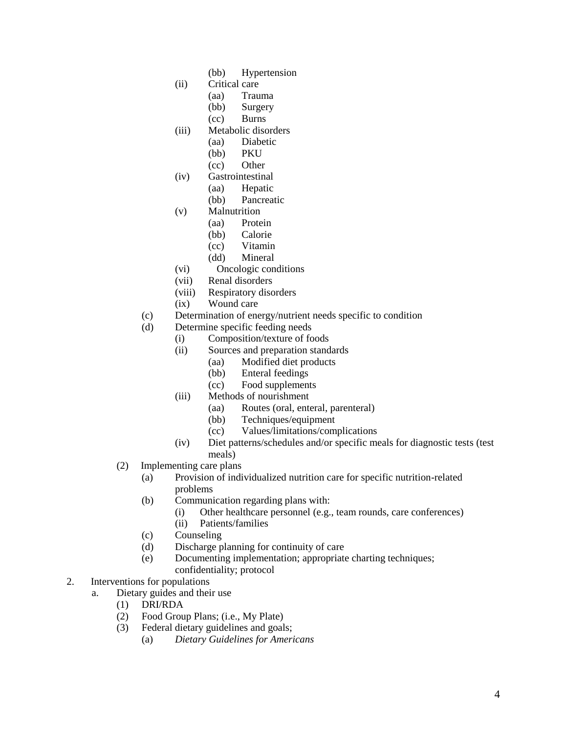- (bb) Hypertension
- (ii) Critical care
  - (aa) Trauma
  - (bb) Surgery
  - (cc) Burns
- (iii) Metabolic disorders
  - (aa) Diabetic
  - (bb) PKU
  - (cc) Other
- (iv) Gastrointestinal
  - (aa) Hepatic
  - (bb) Pancreatic
- (v) Malnutrition
  - (aa) Protein
  - (bb) Calorie
  - (cc) Vitamin
  - (dd) Mineral
- (vi) Oncologic conditions
- (vii) Renal disorders
- (viii) Respiratory disorders
- (ix) Wound care

(c) Determination of energy/nutrient needs specific to condition

(d) Determine specific feeding needs
- (i) Composition/texture of foods
- (ii) Sources and preparation standards
  - (aa) Modified diet products
  - (bb) Enteral feedings
  - (cc) Food supplements
- (iii) Methods of nourishment
  - (aa) Routes (oral, enteral, parenteral)
  - (bb) Techniques/equipment
  - (cc) Values/limitations/complications
- (iv) Diet patterns/schedules and/or specific meals for diagnostic tests (test meals)

(2) Implementing care plans
- (a) Provision of individualized nutrition care for specific nutrition-related problems
- (b) Communication regarding plans with:
  - (i) Other healthcare personnel (e.g., team rounds, care conferences)
  - (ii) Patients/families
- (c) Counseling
- (d) Discharge planning for continuity of care
- (e) Documenting implementation; appropriate charting techniques; confidentiality; protocol

2. Interventions for populations

a. Dietary guides and their use
- (1) DRI/RDA
- (2) Food Group Plans; (i.e., My Plate)
- (3) Federal dietary guidelines and goals;
  - (a) *Dietary Guidelines for Americans*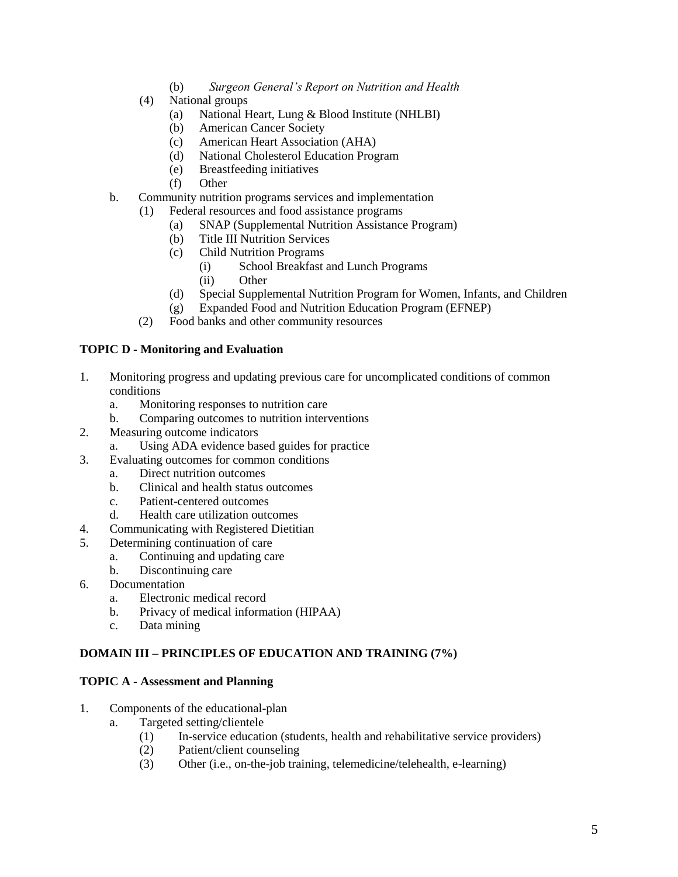(b) *Surgeon General's Report on Nutrition and Health*

(4) National groups
   (a) National Heart, Lung & Blood Institute (NHLBI)
   (b) American Cancer Society
   (c) American Heart Association (AHA)
   (d) National Cholesterol Education Program
   (e) Breastfeeding initiatives
   (f) Other

b. Community nutrition programs services and implementation
   (1) Federal resources and food assistance programs
      (a) SNAP (Supplemental Nutrition Assistance Program)
      (b) Title III Nutrition Services
      (c) Child Nutrition Programs
         (i) School Breakfast and Lunch Programs
         (ii) Other
      (d) Special Supplemental Nutrition Program for Women, Infants, and Children
      (g) Expanded Food and Nutrition Education Program (EFNEP)
   (2) Food banks and other community resources

**TOPIC D - Monitoring and Evaluation**

1. Monitoring progress and updating previous care for uncomplicated conditions of common conditions
   a. Monitoring responses to nutrition care
   b. Comparing outcomes to nutrition interventions
2. Measuring outcome indicators
   a. Using ADA evidence based guides for practice
3. Evaluating outcomes for common conditions
   a. Direct nutrition outcomes
   b. Clinical and health status outcomes
   c. Patient-centered outcomes
   d. Health care utilization outcomes
4. Communicating with Registered Dietitian
5. Determining continuation of care
   a. Continuing and updating care
   b. Discontinuing care
6. Documentation
   a. Electronic medical record
   b. Privacy of medical information (HIPAA)
   c. Data mining

**DOMAIN III – PRINCIPLES OF EDUCATION AND TRAINING (7%)**

**TOPIC A - Assessment and Planning**

1. Components of the educational-plan
   a. Targeted setting/clientele
      (1) In-service education (students, health and rehabilitative service providers)
      (2) Patient/client counseling
      (3) Other (i.e., on-the-job training, telemedicine/telehealth, e-learning)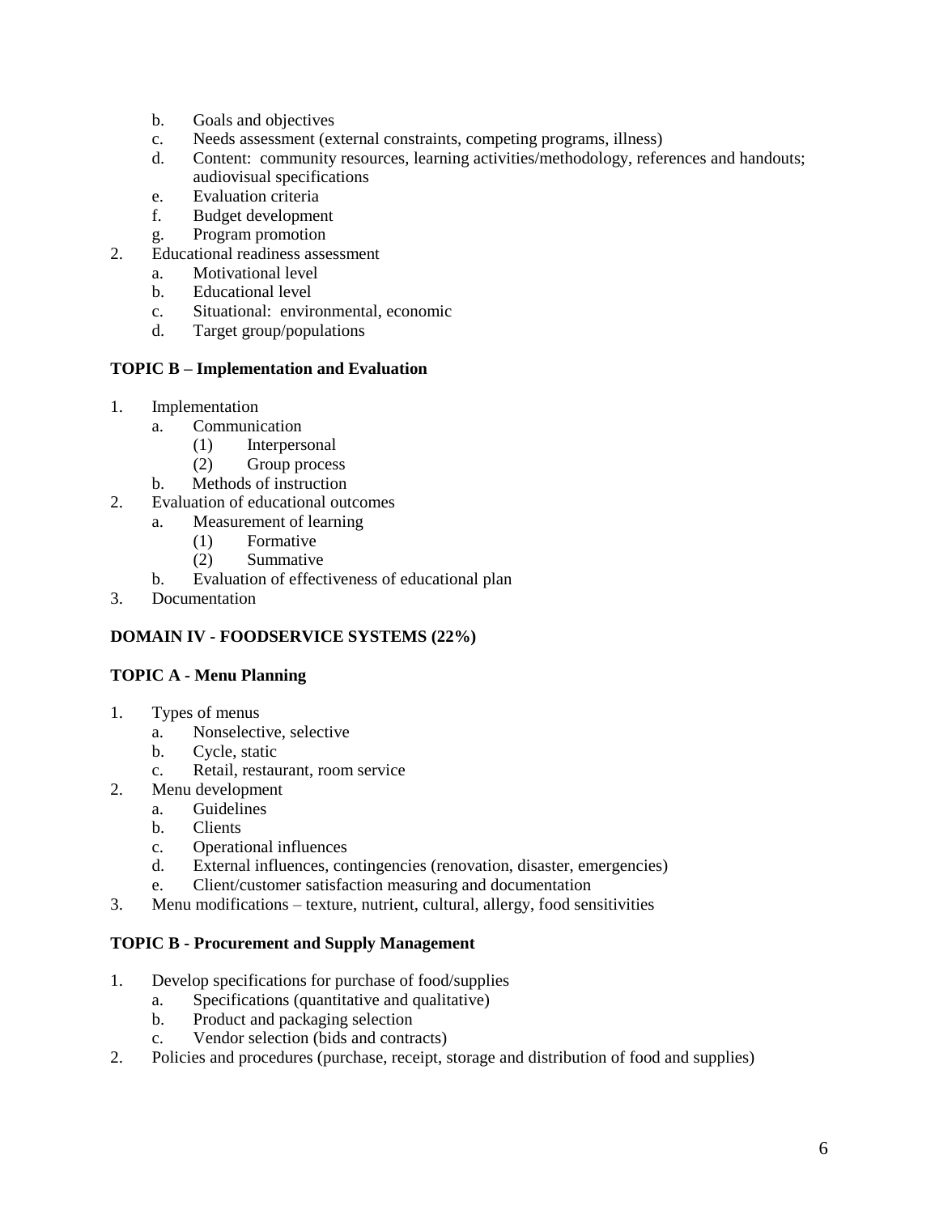b. Goals and objectives
   c. Needs assessment (external constraints, competing programs, illness)
   d. Content: community resources, learning activities/methodology, references and handouts; audiovisual specifications
   e. Evaluation criteria
   f. Budget development
   g. Program promotion
2. Educational readiness assessment
   a. Motivational level
   b. Educational level
   c. Situational: environmental, economic
   d. Target group/populations

**TOPIC B – Implementation and Evaluation**

1. Implementation
   a. Communication
      (1) Interpersonal
      (2) Group process
   b. Methods of instruction
2. Evaluation of educational outcomes
   a. Measurement of learning
      (1) Formative
      (2) Summative
   b. Evaluation of effectiveness of educational plan
3. Documentation

**DOMAIN IV - FOODSERVICE SYSTEMS (22%)**

**TOPIC A - Menu Planning**

1. Types of menus
   a. Nonselective, selective
   b. Cycle, static
   c. Retail, restaurant, room service
2. Menu development
   a. Guidelines
   b. Clients
   c. Operational influences
   d. External influences, contingencies (renovation, disaster, emergencies)
   e. Client/customer satisfaction measuring and documentation
3. Menu modifications – texture, nutrient, cultural, allergy, food sensitivities

**TOPIC B - Procurement and Supply Management**

1. Develop specifications for purchase of food/supplies
   a. Specifications (quantitative and qualitative)
   b. Product and packaging selection
   c. Vendor selection (bids and contracts)
2. Policies and procedures (purchase, receipt, storage and distribution of food and supplies)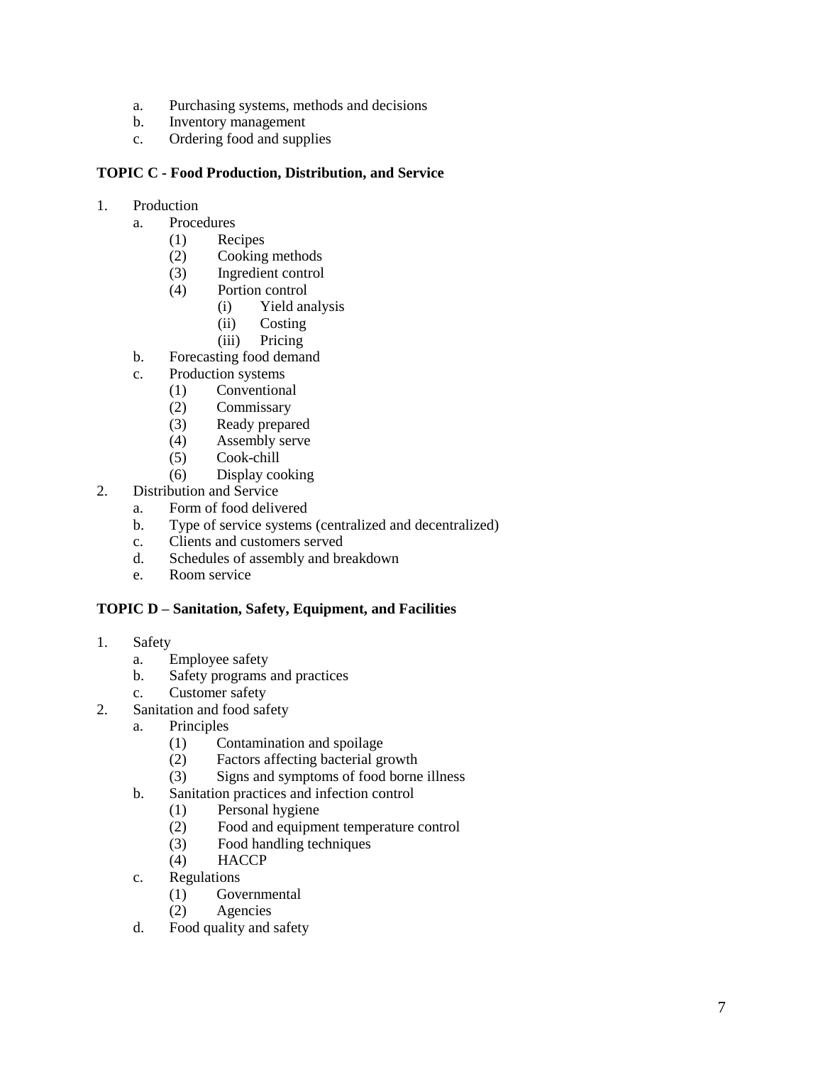a. Purchasing systems, methods and decisions
   b. Inventory management
   c. Ordering food and supplies

**TOPIC C - Food Production, Distribution, and Service**

1. Production
   a. Procedures
      (1) Recipes
      (2) Cooking methods
      (3) Ingredient control
      (4) Portion control
         (i) Yield analysis
         (ii) Costing
         (iii) Pricing
   b. Forecasting food demand
   c. Production systems
      (1) Conventional
      (2) Commissary
      (3) Ready prepared
      (4) Assembly serve
      (5) Cook-chill
      (6) Display cooking
2. Distribution and Service
   a. Form of food delivered
   b. Type of service systems (centralized and decentralized)
   c. Clients and customers served
   d. Schedules of assembly and breakdown
   e. Room service

**TOPIC D – Sanitation, Safety, Equipment, and Facilities**

1. Safety
   a. Employee safety
   b. Safety programs and practices
   c. Customer safety
2. Sanitation and food safety
   a. Principles
      (1) Contamination and spoilage
      (2) Factors affecting bacterial growth
      (3) Signs and symptoms of food borne illness
   b. Sanitation practices and infection control
      (1) Personal hygiene
      (2) Food and equipment temperature control
      (3) Food handling techniques
      (4) HACCP
   c. Regulations
      (1) Governmental
      (2) Agencies
   d. Food quality and safety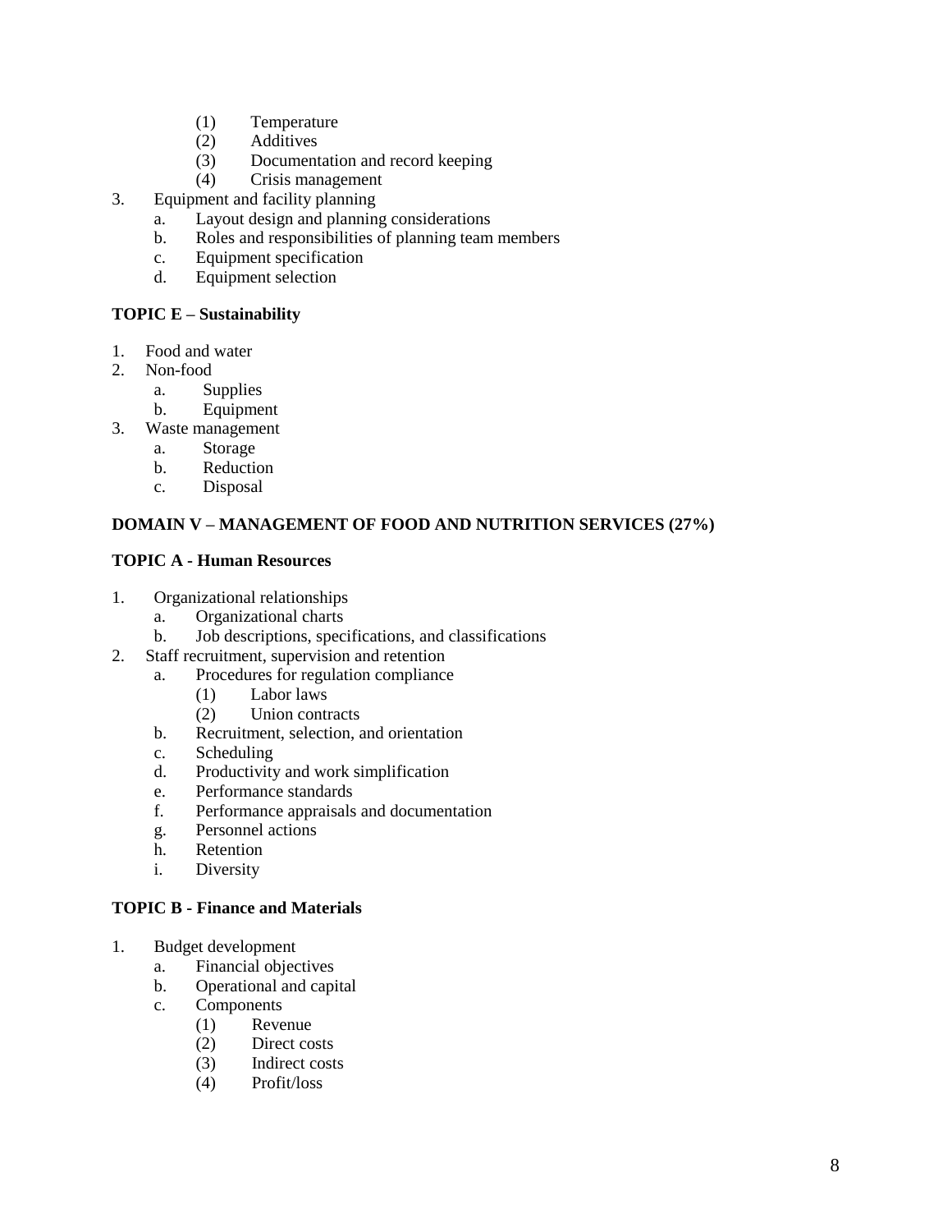(1) Temperature
        (2) Additives
        (3) Documentation and record keeping
        (4) Crisis management

3. Equipment and facility planning
    a. Layout design and planning considerations
    b. Roles and responsibilities of planning team members
    c. Equipment specification
    d. Equipment selection

**TOPIC E – Sustainability**

1. Food and water
2. Non-food
    a. Supplies
    b. Equipment
3. Waste management
    a. Storage
    b. Reduction
    c. Disposal

**DOMAIN V – MANAGEMENT OF FOOD AND NUTRITION SERVICES (27%)**

**TOPIC A - Human Resources**

1. Organizational relationships
    a. Organizational charts
    b. Job descriptions, specifications, and classifications
2. Staff recruitment, supervision and retention
    a. Procedures for regulation compliance
        (1) Labor laws
        (2) Union contracts
    b. Recruitment, selection, and orientation
    c. Scheduling
    d. Productivity and work simplification
    e. Performance standards
    f. Performance appraisals and documentation
    g. Personnel actions
    h. Retention
    i. Diversity

**TOPIC B - Finance and Materials**

1. Budget development
    a. Financial objectives
    b. Operational and capital
    c. Components
        (1) Revenue
        (2) Direct costs
        (3) Indirect costs
        (4) Profit/loss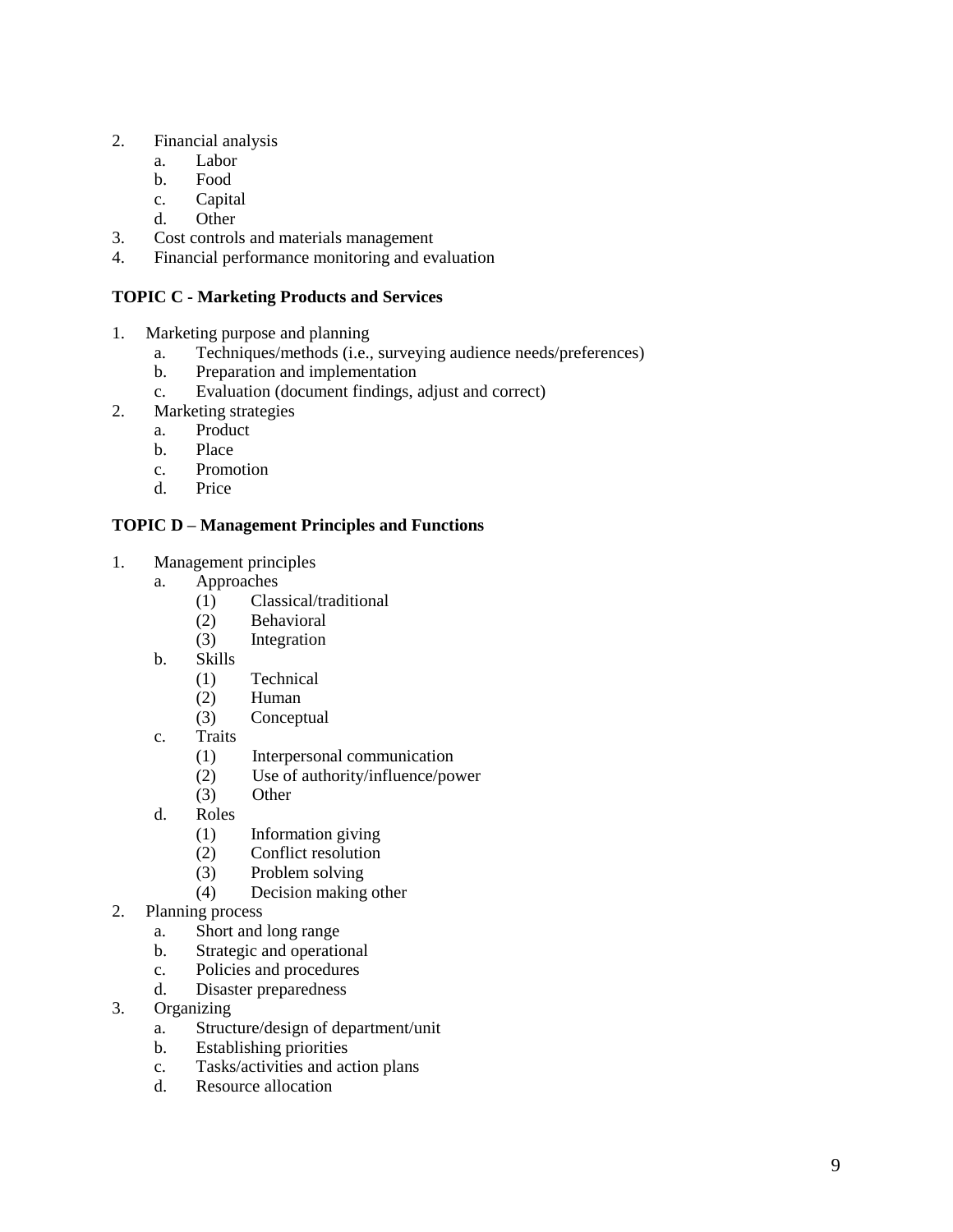2. Financial analysis
    a. Labor
    b. Food
    c. Capital
    d. Other
3. Cost controls and materials management
4. Financial performance monitoring and evaluation

**TOPIC C - Marketing Products and Services**

1. Marketing purpose and planning
    a. Techniques/methods (i.e., surveying audience needs/preferences)
    b. Preparation and implementation
    c. Evaluation (document findings, adjust and correct)
2. Marketing strategies
    a. Product
    b. Place
    c. Promotion
    d. Price

**TOPIC D – Management Principles and Functions**

1. Management principles
    a. Approaches
        (1) Classical/traditional
        (2) Behavioral
        (3) Integration
    b. Skills
        (1) Technical
        (2) Human
        (3) Conceptual
    c. Traits
        (1) Interpersonal communication
        (2) Use of authority/influence/power
        (3) Other
    d. Roles
        (1) Information giving
        (2) Conflict resolution
        (3) Problem solving
        (4) Decision making other
2. Planning process
    a. Short and long range
    b. Strategic and operational
    c. Policies and procedures
    d. Disaster preparedness
3. Organizing
    a. Structure/design of department/unit
    b. Establishing priorities
    c. Tasks/activities and action plans
    d. Resource allocation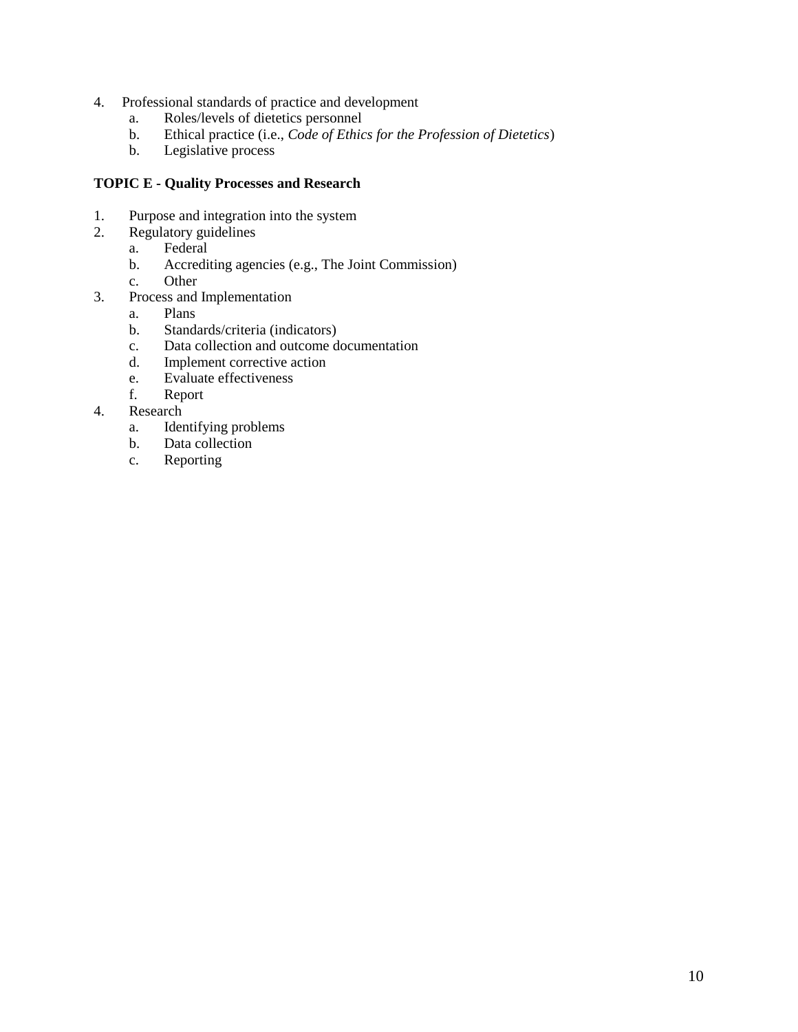4. Professional standards of practice and development
    a. Roles/levels of dietetics personnel
    b. Ethical practice (i.e., *Code of Ethics for the Profession of Dietetics*)
    b. Legislative process

**TOPIC E - Quality Processes and Research**

1. Purpose and integration into the system
2. Regulatory guidelines
    a. Federal
    b. Accrediting agencies (e.g., The Joint Commission)
    c. Other
3. Process and Implementation
    a. Plans
    b. Standards/criteria (indicators)
    c. Data collection and outcome documentation
    d. Implement corrective action
    e. Evaluate effectiveness
    f. Report
4. Research
    a. Identifying problems
    b. Data collection
    c. Reporting